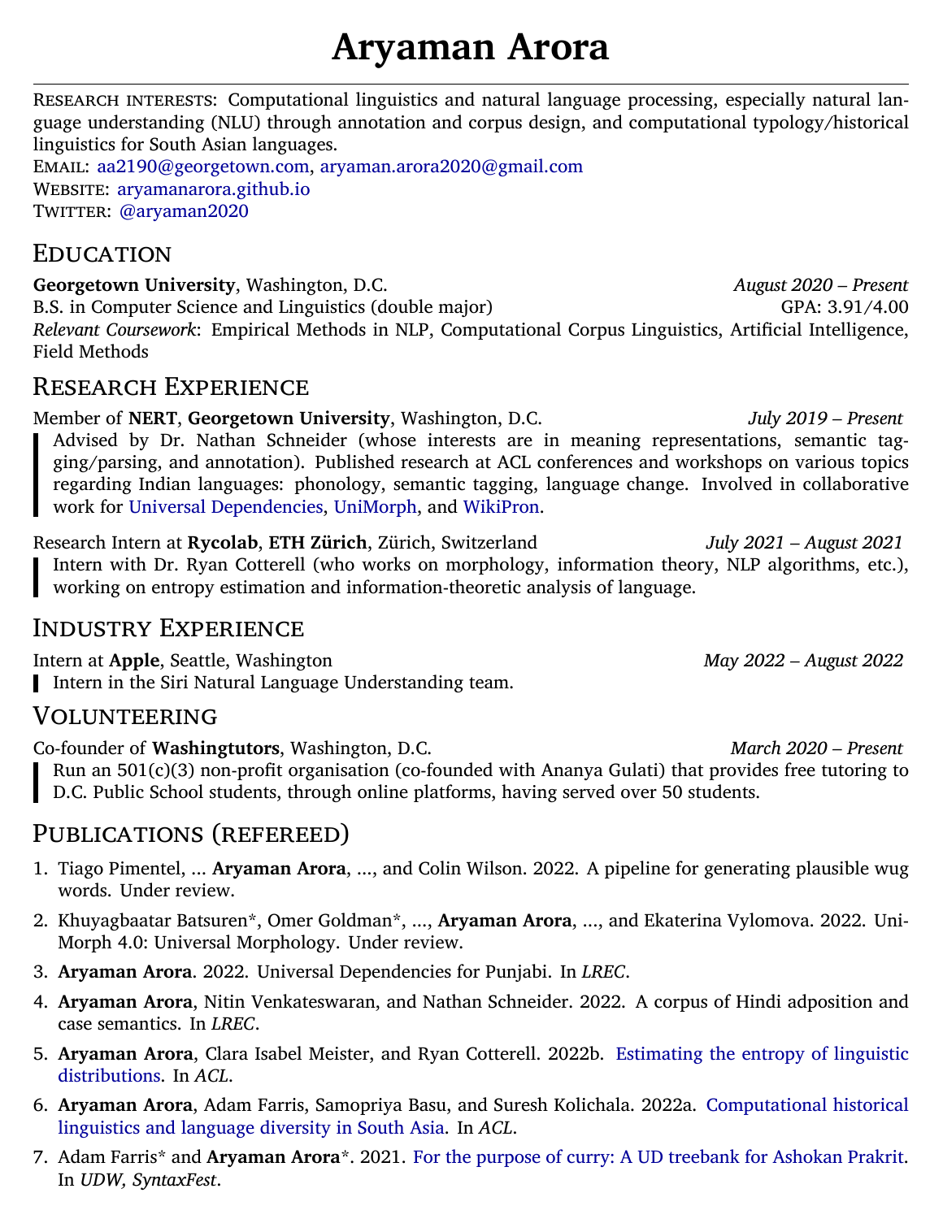# Aryaman Arora

Research interests: Computational linguistics and natural language processing, especially natural language understanding (NLU) through annotation and corpus design, and computational typology/historical linguistics for South Asian languages.
Email: aa2190@georgetown.com, aryaman.arora2020@gmail.com
Website: aryamanarora.github.io
Twitter: @aryaman2020

## Education

**Georgetown University**, Washington, D.C. — *August 2020 – Present*
B.S. in Computer Science and Linguistics (double major) — GPA: 3.91/4.00
*Relevant Coursework*: Empirical Methods in NLP, Computational Corpus Linguistics, Artificial Intelligence, Field Methods

## Research Experience

Member of **NERT**, **Georgetown University**, Washington, D.C. — *July 2019 – Present*

Advised by Dr. Nathan Schneider (whose interests are in meaning representations, semantic tagging/parsing, and annotation). Published research at ACL conferences and workshops on various topics regarding Indian languages: phonology, semantic tagging, language change. Involved in collaborative work for Universal Dependencies, UniMorph, and WikiPron.

Research Intern at **Rycolab**, **ETH Zürich**, Zürich, Switzerland — *July 2021 – August 2021*

Intern with Dr. Ryan Cotterell (who works on morphology, information theory, NLP algorithms, etc.), working on entropy estimation and information-theoretic analysis of language.

## Industry Experience

Intern at **Apple**, Seattle, Washington — *May 2022 – August 2022*

Intern in the Siri Natural Language Understanding team.

## Volunteering

Co-founder of **Washingtutors**, Washington, D.C. — *March 2020 – Present*

Run an 501(c)(3) non-profit organisation (co-founded with Ananya Gulati) that provides free tutoring to D.C. Public School students, through online platforms, having served over 50 students.

## Publications (refereed)

1. Tiago Pimentel, ... **Aryaman Arora**, ..., and Colin Wilson. 2022. A pipeline for generating plausible wug words. Under review.
2. Khuyagbaatar Batsuren*, Omer Goldman*, ..., **Aryaman Arora**, ..., and Ekaterina Vylomova. 2022. UniMorph 4.0: Universal Morphology. Under review.
3. **Aryaman Arora**. 2022. Universal Dependencies for Punjabi. In *LREC*.
4. **Aryaman Arora**, Nitin Venkateswaran, and Nathan Schneider. 2022. A corpus of Hindi adposition and case semantics. In *LREC*.
5. **Aryaman Arora**, Clara Isabel Meister, and Ryan Cotterell. 2022b. Estimating the entropy of linguistic distributions. In *ACL*.
6. **Aryaman Arora**, Adam Farris, Samopriya Basu, and Suresh Kolichala. 2022a. Computational historical linguistics and language diversity in South Asia. In *ACL*.
7. Adam Farris* and **Aryaman Arora***. 2021. For the purpose of curry: A UD treebank for Ashokan Prakrit. In *UDW, SyntaxFest*.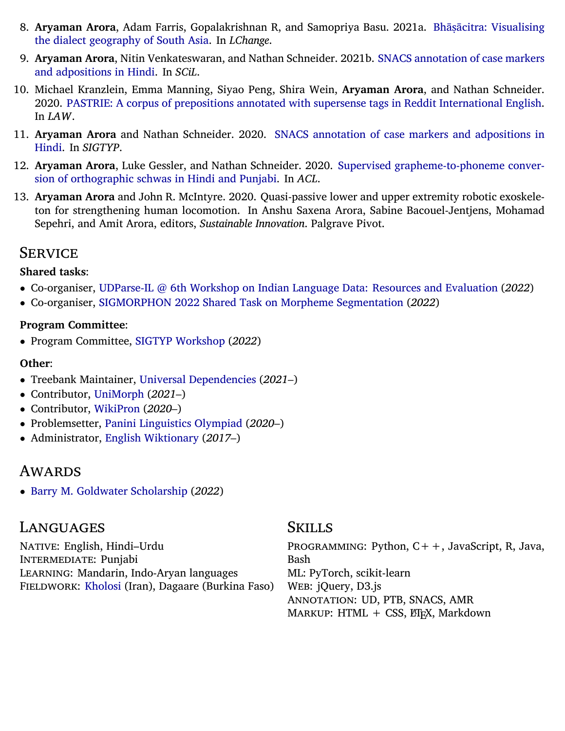8. **Aryaman Arora**, Adam Farris, Gopalakrishnan R, and Samopriya Basu. 2021a. Bhāṣācitra: Visualising the dialect geography of South Asia. In *LChange*.
9. **Aryaman Arora**, Nitin Venkateswaran, and Nathan Schneider. 2021b. SNACS annotation of case markers and adpositions in Hindi. In *SCiL*.
10. Michael Kranzlein, Emma Manning, Siyao Peng, Shira Wein, **Aryaman Arora**, and Nathan Schneider. 2020. PASTRIE: A corpus of prepositions annotated with supersense tags in Reddit International English. In *LAW*.
11. **Aryaman Arora** and Nathan Schneider. 2020. SNACS annotation of case markers and adpositions in Hindi. In *SIGTYP*.
12. **Aryaman Arora**, Luke Gessler, and Nathan Schneider. 2020. Supervised grapheme-to-phoneme conversion of orthographic schwas in Hindi and Punjabi. In *ACL*.
13. **Aryaman Arora** and John R. McIntyre. 2020. Quasi-passive lower and upper extremity robotic exoskeleton for strengthening human locomotion. In Anshu Saxena Arora, Sabine Bacouel-Jentjens, Mohamad Sepehri, and Amit Arora, editors, *Sustainable Innovation*. Palgrave Pivot.

## Service

**Shared tasks**:

- Co-organiser, UDParse-IL @ 6th Workshop on Indian Language Data: Resources and Evaluation (*2022*)
- Co-organiser, SIGMORPHON 2022 Shared Task on Morpheme Segmentation (*2022*)

**Program Committee**:

- Program Committee, SIGTYP Workshop (*2022*)

**Other**:

- Treebank Maintainer, Universal Dependencies (*2021*–)
- Contributor, UniMorph (*2021*–)
- Contributor, WikiPron (*2020*–)
- Problemsetter, Panini Linguistics Olympiad (*2020*–)
- Administrator, English Wiktionary (*2017*–)

## Awards

- Barry M. Goldwater Scholarship (*2022*)

## Languages

Native: English, Hindi–Urdu
Intermediate: Punjabi
Learning: Mandarin, Indo-Aryan languages
Fieldwork: Kholosi (Iran), Dagaare (Burkina Faso)

## Skills

Programming: Python, C++, JavaScript, R, Java, Bash
ML: PyTorch, scikit-learn
Web: jQuery, D3.js
Annotation: UD, PTB, SNACS, AMR
Markup: HTML + CSS, LaTeX, Markdown